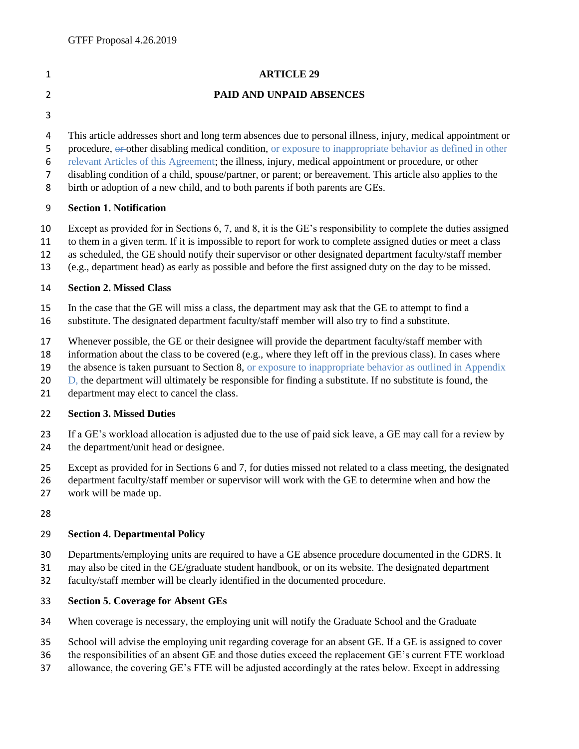GTFF Proposal 4.26.2019

# ARTICLE 29

## PAID AND UNPAID ABSENCES

This article addresses short and long term absences due to personal illness, injury, medical appointment or procedure, ~~or~~ other disabling medical condition, or exposure to inappropriate behavior as defined in other relevant Articles of this Agreement; the illness, injury, medical appointment or procedure, or other disabling condition of a child, spouse/partner, or parent; or bereavement. This article also applies to the birth or adoption of a new child, and to both parents if both parents are GEs.

**Section 1. Notification**

Except as provided for in Sections 6, 7, and 8, it is the GE's responsibility to complete the duties assigned to them in a given term. If it is impossible to report for work to complete assigned duties or meet a class as scheduled, the GE should notify their supervisor or other designated department faculty/staff member (e.g., department head) as early as possible and before the first assigned duty on the day to be missed.

**Section 2. Missed Class**

In the case that the GE will miss a class, the department may ask that the GE to attempt to find a substitute. The designated department faculty/staff member will also try to find a substitute.

Whenever possible, the GE or their designee will provide the department faculty/staff member with information about the class to be covered (e.g., where they left off in the previous class). In cases where the absence is taken pursuant to Section 8, or exposure to inappropriate behavior as outlined in Appendix D, the department will ultimately be responsible for finding a substitute. If no substitute is found, the department may elect to cancel the class.

**Section 3. Missed Duties**

If a GE's workload allocation is adjusted due to the use of paid sick leave, a GE may call for a review by the department/unit head or designee.

Except as provided for in Sections 6 and 7, for duties missed not related to a class meeting, the designated department faculty/staff member or supervisor will work with the GE to determine when and how the work will be made up.

**Section 4. Departmental Policy**

Departments/employing units are required to have a GE absence procedure documented in the GDRS. It may also be cited in the GE/graduate student handbook, or on its website. The designated department faculty/staff member will be clearly identified in the documented procedure.

**Section 5. Coverage for Absent GEs**

When coverage is necessary, the employing unit will notify the Graduate School and the Graduate School will advise the employing unit regarding coverage for an absent GE. If a GE is assigned to cover the responsibilities of an absent GE and those duties exceed the replacement GE's current FTE workload allowance, the covering GE's FTE will be adjusted accordingly at the rates below. Except in addressing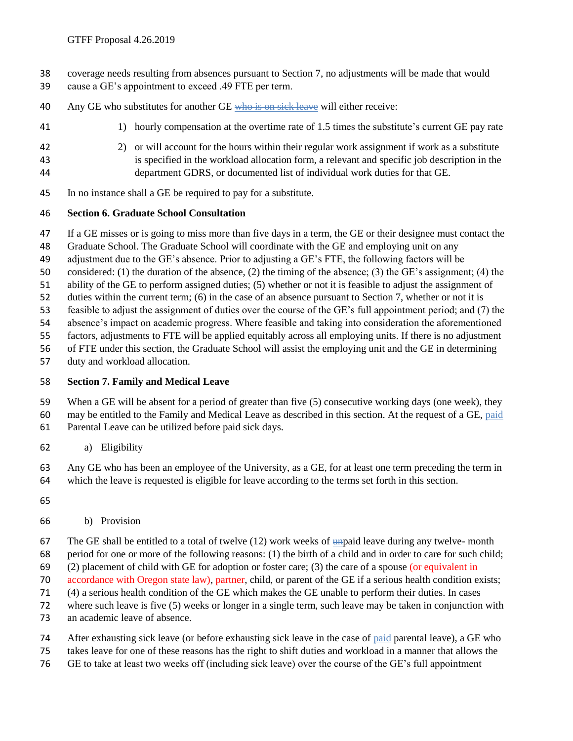coverage needs resulting from absences pursuant to Section 7, no adjustments will be made that would cause a GE's appointment to exceed .49 FTE per term.

Any GE who substitutes for another GE ~~who is on sick leave~~ will either receive:

1) hourly compensation at the overtime rate of 1.5 times the substitute's current GE pay rate

2) or will account for the hours within their regular work assignment if work as a substitute is specified in the workload allocation form, a relevant and specific job description in the department GDRS, or documented list of individual work duties for that GE.

In no instance shall a GE be required to pay for a substitute.

**Section 6. Graduate School Consultation**

If a GE misses or is going to miss more than five days in a term, the GE or their designee must contact the Graduate School. The Graduate School will coordinate with the GE and employing unit on any adjustment due to the GE's absence. Prior to adjusting a GE's FTE, the following factors will be considered: (1) the duration of the absence, (2) the timing of the absence; (3) the GE's assignment; (4) the ability of the GE to perform assigned duties; (5) whether or not it is feasible to adjust the assignment of duties within the current term; (6) in the case of an absence pursuant to Section 7, whether or not it is feasible to adjust the assignment of duties over the course of the GE's full appointment period; and (7) the absence's impact on academic progress. Where feasible and taking into consideration the aforementioned factors, adjustments to FTE will be applied equitably across all employing units. If there is no adjustment of FTE under this section, the Graduate School will assist the employing unit and the GE in determining duty and workload allocation.

**Section 7. Family and Medical Leave**

When a GE will be absent for a period of greater than five (5) consecutive working days (one week), they may be entitled to the Family and Medical Leave as described in this section. At the request of a GE, paid Parental Leave can be utilized before paid sick days.

a) Eligibility

Any GE who has been an employee of the University, as a GE, for at least one term preceding the term in which the leave is requested is eligible for leave according to the terms set forth in this section.

b) Provision

The GE shall be entitled to a total of twelve (12) work weeks of ~~un~~paid leave during any twelve- month period for one or more of the following reasons: (1) the birth of a child and in order to care for such child; (2) placement of child with GE for adoption or foster care; (3) the care of a spouse (or equivalent in accordance with Oregon state law), partner, child, or parent of the GE if a serious health condition exists; (4) a serious health condition of the GE which makes the GE unable to perform their duties. In cases where such leave is five (5) weeks or longer in a single term, such leave may be taken in conjunction with an academic leave of absence.

After exhausting sick leave (or before exhausting sick leave in the case of paid parental leave), a GE who takes leave for one of these reasons has the right to shift duties and workload in a manner that allows the GE to take at least two weeks off (including sick leave) over the course of the GE's full appointment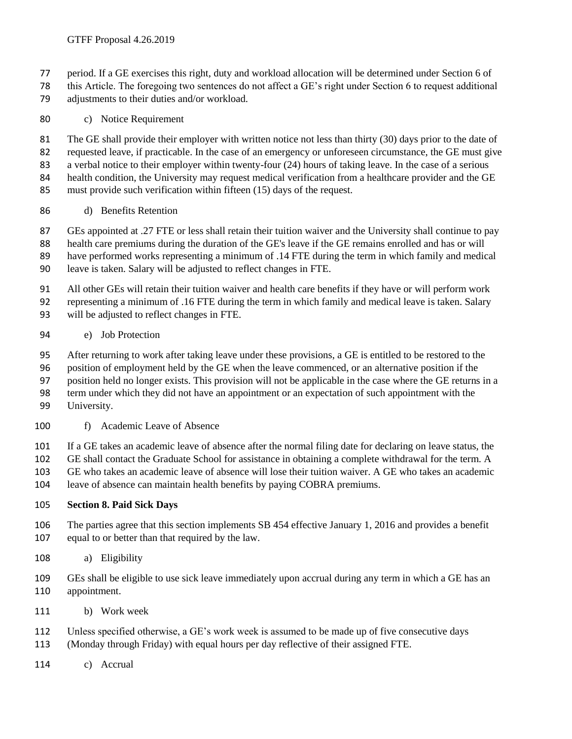period. If a GE exercises this right, duty and workload allocation will be determined under Section 6 of this Article. The foregoing two sentences do not affect a GE's right under Section 6 to request additional adjustments to their duties and/or workload.

c) Notice Requirement

The GE shall provide their employer with written notice not less than thirty (30) days prior to the date of requested leave, if practicable. In the case of an emergency or unforeseen circumstance, the GE must give a verbal notice to their employer within twenty-four (24) hours of taking leave. In the case of a serious health condition, the University may request medical verification from a healthcare provider and the GE must provide such verification within fifteen (15) days of the request.

d) Benefits Retention

GEs appointed at .27 FTE or less shall retain their tuition waiver and the University shall continue to pay health care premiums during the duration of the GE's leave if the GE remains enrolled and has or will have performed works representing a minimum of .14 FTE during the term in which family and medical leave is taken. Salary will be adjusted to reflect changes in FTE.

All other GEs will retain their tuition waiver and health care benefits if they have or will perform work representing a minimum of .16 FTE during the term in which family and medical leave is taken. Salary will be adjusted to reflect changes in FTE.

e) Job Protection

After returning to work after taking leave under these provisions, a GE is entitled to be restored to the position of employment held by the GE when the leave commenced, or an alternative position if the position held no longer exists. This provision will not be applicable in the case where the GE returns in a term under which they did not have an appointment or an expectation of such appointment with the University.

f) Academic Leave of Absence

If a GE takes an academic leave of absence after the normal filing date for declaring on leave status, the GE shall contact the Graduate School for assistance in obtaining a complete withdrawal for the term. A GE who takes an academic leave of absence will lose their tuition waiver. A GE who takes an academic leave of absence can maintain health benefits by paying COBRA premiums.

**Section 8. Paid Sick Days**

The parties agree that this section implements SB 454 effective January 1, 2016 and provides a benefit equal to or better than that required by the law.

a) Eligibility

GEs shall be eligible to use sick leave immediately upon accrual during any term in which a GE has an appointment.

b) Work week

Unless specified otherwise, a GE's work week is assumed to be made up of five consecutive days (Monday through Friday) with equal hours per day reflective of their assigned FTE.

c) Accrual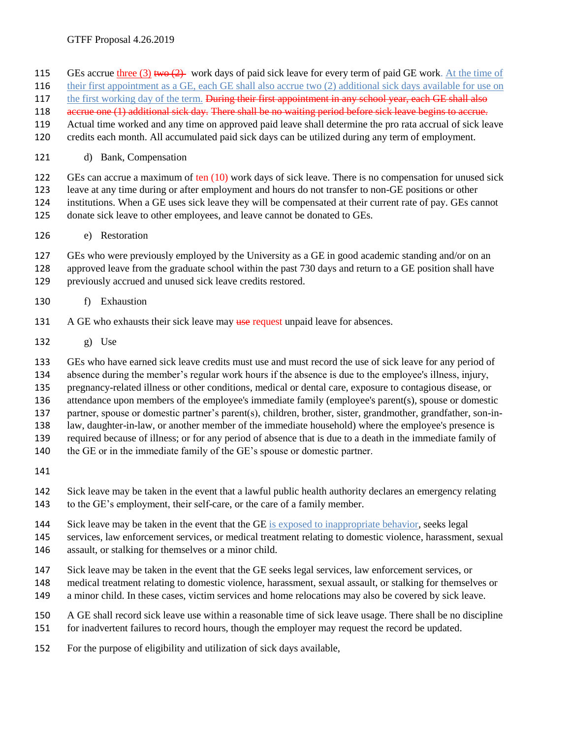GEs accrue three (3) ~~two (2)~~ work days of paid sick leave for every term of paid GE work. At the time of their first appointment as a GE, each GE shall also accrue two (2) additional sick days available for use on the first working day of the term. ~~During their first appointment in any school year, each GE shall also accrue one (1) additional sick day. There shall be no waiting period before sick leave begins to accrue.~~ Actual time worked and any time on approved paid leave shall determine the pro rata accrual of sick leave credits each month. All accumulated paid sick days can be utilized during any term of employment.

d) Bank, Compensation

GEs can accrue a maximum of ten (10) work days of sick leave. There is no compensation for unused sick leave at any time during or after employment and hours do not transfer to non-GE positions or other institutions. When a GE uses sick leave they will be compensated at their current rate of pay. GEs cannot donate sick leave to other employees, and leave cannot be donated to GEs.

e) Restoration

GEs who were previously employed by the University as a GE in good academic standing and/or on an approved leave from the graduate school within the past 730 days and return to a GE position shall have previously accrued and unused sick leave credits restored.

f) Exhaustion

A GE who exhausts their sick leave may ~~use~~ request unpaid leave for absences.

g) Use

GEs who have earned sick leave credits must use and must record the use of sick leave for any period of absence during the member's regular work hours if the absence is due to the employee's illness, injury, pregnancy-related illness or other conditions, medical or dental care, exposure to contagious disease, or attendance upon members of the employee's immediate family (employee's parent(s), spouse or domestic partner, spouse or domestic partner's parent(s), children, brother, sister, grandmother, grandfather, son-in-law, daughter-in-law, or another member of the immediate household) where the employee's presence is required because of illness; or for any period of absence that is due to a death in the immediate family of the GE or in the immediate family of the GE's spouse or domestic partner.

Sick leave may be taken in the event that a lawful public health authority declares an emergency relating to the GE's employment, their self-care, or the care of a family member.

Sick leave may be taken in the event that the GE is exposed to inappropriate behavior, seeks legal services, law enforcement services, or medical treatment relating to domestic violence, harassment, sexual assault, or stalking for themselves or a minor child.

Sick leave may be taken in the event that the GE seeks legal services, law enforcement services, or medical treatment relating to domestic violence, harassment, sexual assault, or stalking for themselves or a minor child. In these cases, victim services and home relocations may also be covered by sick leave.

A GE shall record sick leave use within a reasonable time of sick leave usage. There shall be no discipline for inadvertent failures to record hours, though the employer may request the record be updated.

For the purpose of eligibility and utilization of sick days available,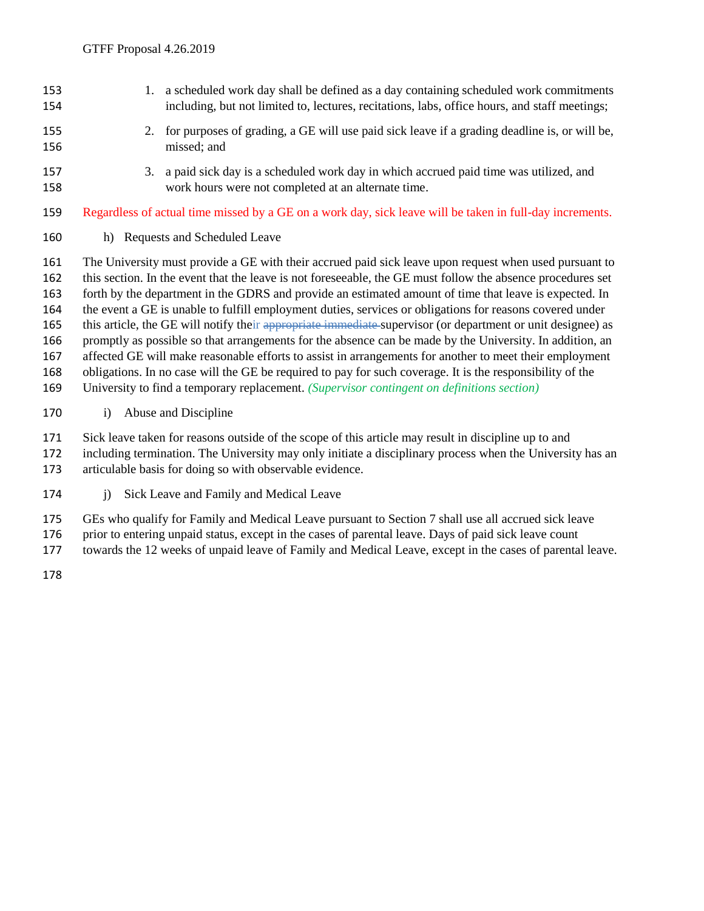1. a scheduled work day shall be defined as a day containing scheduled work commitments including, but not limited to, lectures, recitations, labs, office hours, and staff meetings;
2. for purposes of grading, a GE will use paid sick leave if a grading deadline is, or will be, missed; and
3. a paid sick day is a scheduled work day in which accrued paid time was utilized, and work hours were not completed at an alternate time.

Regardless of actual time missed by a GE on a work day, sick leave will be taken in full-day increments.

h) Requests and Scheduled Leave

The University must provide a GE with their accrued paid sick leave upon request when used pursuant to this section. In the event that the leave is not foreseeable, the GE must follow the absence procedures set forth by the department in the GDRS and provide an estimated amount of time that leave is expected. In the event a GE is unable to fulfill employment duties, services or obligations for reasons covered under this article, the GE will notify their ~~appropriate immediate~~ supervisor (or department or unit designee) as promptly as possible so that arrangements for the absence can be made by the University. In addition, an affected GE will make reasonable efforts to assist in arrangements for another to meet their employment obligations. In no case will the GE be required to pay for such coverage. It is the responsibility of the University to find a temporary replacement. *(Supervisor contingent on definitions section)*

i) Abuse and Discipline

Sick leave taken for reasons outside of the scope of this article may result in discipline up to and including termination. The University may only initiate a disciplinary process when the University has an articulable basis for doing so with observable evidence.

j) Sick Leave and Family and Medical Leave

GEs who qualify for Family and Medical Leave pursuant to Section 7 shall use all accrued sick leave prior to entering unpaid status, except in the cases of parental leave. Days of paid sick leave count towards the 12 weeks of unpaid leave of Family and Medical Leave, except in the cases of parental leave.